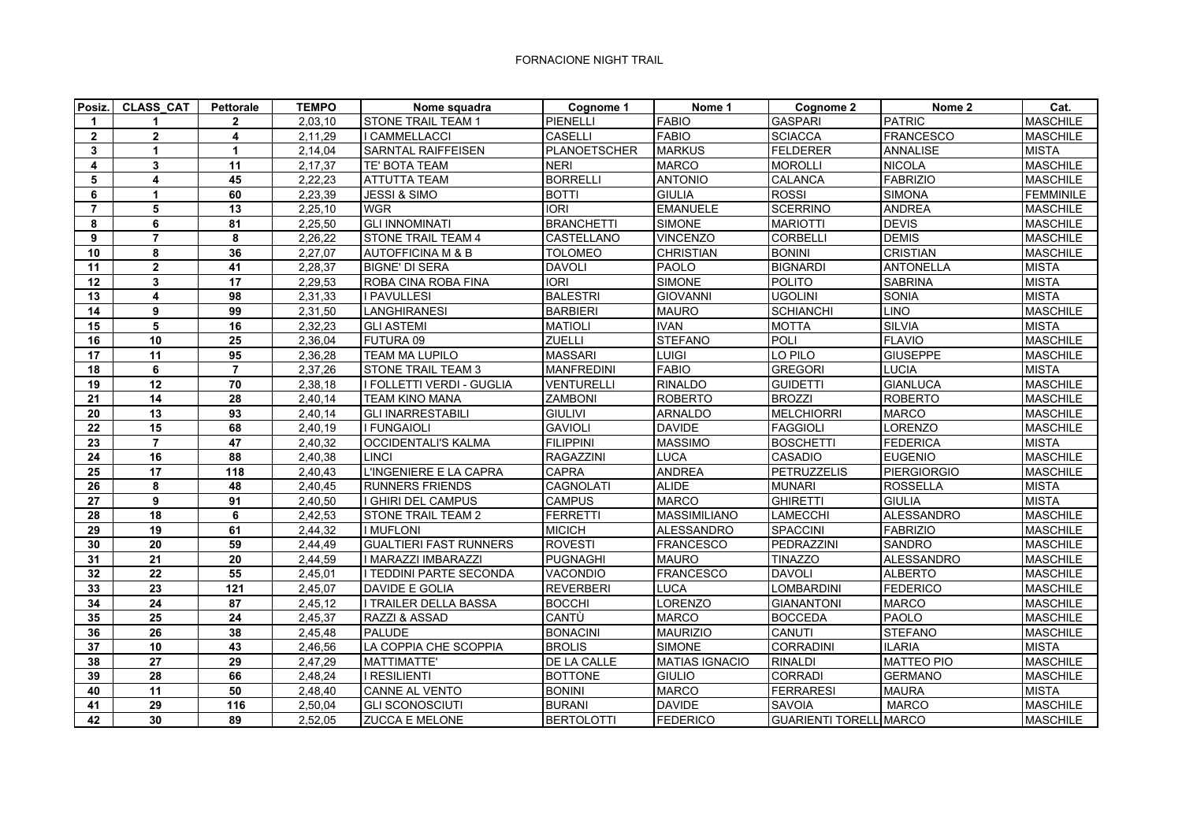FORNACIONE NIGHT TRAIL

| Posiz. | CLASS_CAT | Pettorale | TEMPO | Nome squadra | Cognome 1 | Nome 1 | Cognome 2 | Nome 2 | Cat. |
|---|---|---|---|---|---|---|---|---|---|
| 1 | 1 | 2 | 2,03,10 | STONE TRAIL TEAM 1 | PIENELLI | FABIO | GASPARI | PATRIC | MASCHILE |
| 2 | 2 | 4 | 2,11,29 | I CAMMELLACCI | CASELLI | FABIO | SCIACCA | FRANCESCO | MASCHILE |
| 3 | 1 | 1 | 2,14,04 | SARNTAL RAIFFEISEN | PLANOETSCHER | MARKUS | FELDERER | ANNALISE | MISTA |
| 4 | 3 | 11 | 2,17,37 | TE' BOTA TEAM | NERI | MARCO | MOROLLI | NICOLA | MASCHILE |
| 5 | 4 | 45 | 2,22,23 | ATTUTTA TEAM | BORRELLI | ANTONIO | CALANCA | FABRIZIO | MASCHILE |
| 6 | 1 | 60 | 2,23,39 | JESSI & SIMO | BOTTI | GIULIA | ROSSI | SIMONA | FEMMINILE |
| 7 | 5 | 13 | 2,25,10 | WGR | IORI | EMANUELE | SCERRINO | ANDREA | MASCHILE |
| 8 | 6 | 81 | 2,25,50 | GLI INNOMINATI | BRANCHETTI | SIMONE | MARIOTTI | DEVIS | MASCHILE |
| 9 | 7 | 8 | 2,26,22 | STONE TRAIL TEAM 4 | CASTELLANO | VINCENZO | CORBELLI | DEMIS | MASCHILE |
| 10 | 8 | 36 | 2,27,07 | AUTOFFICINA M & B | TOLOMEO | CHRISTIAN | BONINI | CRISTIAN | MASCHILE |
| 11 | 2 | 41 | 2,28,37 | BIGNE' DI SERA | DAVOLI | PAOLO | BIGNARDI | ANTONELLA | MISTA |
| 12 | 3 | 17 | 2,29,53 | ROBA CINA ROBA FINA | IORI | SIMONE | POLITO | SABRINA | MISTA |
| 13 | 4 | 98 | 2,31,33 | I PAVULLESI | BALESTRI | GIOVANNI | UGOLINI | SONIA | MISTA |
| 14 | 9 | 99 | 2,31,50 | LANGHIRANESI | BARBIERI | MAURO | SCHIANCHI | LINO | MASCHILE |
| 15 | 5 | 16 | 2,32,23 | GLI ASTEMI | MATIOLI | IVAN | MOTTA | SILVIA | MISTA |
| 16 | 10 | 25 | 2,36,04 | FUTURA 09 | ZUELLI | STEFANO | POLI | FLAVIO | MASCHILE |
| 17 | 11 | 95 | 2,36,28 | TEAM MA LUPILO | MASSARI | LUIGI | LO PILO | GIUSEPPE | MASCHILE |
| 18 | 6 | 7 | 2,37,26 | STONE TRAIL TEAM 3 | MANFREDINI | FABIO | GREGORI | LUCIA | MISTA |
| 19 | 12 | 70 | 2,38,18 | I FOLLETTI VERDI - GUGLIA | VENTURELLI | RINALDO | GUIDETTI | GIANLUCA | MASCHILE |
| 21 | 14 | 28 | 2,40,14 | TEAM KINO MANA | ZAMBONI | ROBERTO | BROZZI | ROBERTO | MASCHILE |
| 20 | 13 | 93 | 2,40,14 | GLI INARRESTABILI | GIULIVI | ARNALDO | MELCHIORRI | MARCO | MASCHILE |
| 22 | 15 | 68 | 2,40,19 | I FUNGAIOLI | GAVIOLI | DAVIDE | FAGGIOLI | LORENZO | MASCHILE |
| 23 | 7 | 47 | 2,40,32 | OCCIDENTALI'S KALMA | FILIPPINI | MASSIMO | BOSCHETTI | FEDERICA | MISTA |
| 24 | 16 | 88 | 2,40,38 | LINCI | RAGAZZINI | LUCA | CASADIO | EUGENIO | MASCHILE |
| 25 | 17 | 118 | 2,40,43 | L'INGENIERE E LA CAPRA | CAPRA | ANDREA | PETRUZZELIS | PIERGIORGIO | MASCHILE |
| 26 | 8 | 48 | 2,40,45 | RUNNERS FRIENDS | CAGNOLATI | ALIDE | MUNARI | ROSSELLA | MISTA |
| 27 | 9 | 91 | 2,40,50 | I GHIRI DEL CAMPUS | CAMPUS | MARCO | GHIRETTI | GIULIA | MISTA |
| 28 | 18 | 6 | 2,42,53 | STONE TRAIL TEAM 2 | FERRETTI | MASSIMILIANO | LAMECCHI | ALESSANDRO | MASCHILE |
| 29 | 19 | 61 | 2,44,32 | I MUFLONI | MICICH | ALESSANDRO | SPACCINI | FABRIZIO | MASCHILE |
| 30 | 20 | 59 | 2,44,49 | GUALTIERI FAST RUNNERS | ROVESTI | FRANCESCO | PEDRAZZINI | SANDRO | MASCHILE |
| 31 | 21 | 20 | 2,44,59 | I MARAZZI IMBARAZZI | PUGNAGHI | MAURO | TINAZZO | ALESSANDRO | MASCHILE |
| 32 | 22 | 55 | 2,45,01 | I TEDDINI PARTE SECONDA | VACONDIO | FRANCESCO | DAVOLI | ALBERTO | MASCHILE |
| 33 | 23 | 121 | 2,45,07 | DAVIDE E GOLIA | REVERBERI | LUCA | LOMBARDINI | FEDERICO | MASCHILE |
| 34 | 24 | 87 | 2,45,12 | I TRAILER DELLA BASSA | BOCCHI | LORENZO | GIANANTONI | MARCO | MASCHILE |
| 35 | 25 | 24 | 2,45,37 | RAZZI & ASSAD | CANTÙ | MARCO | BOCCEDA | PAOLO | MASCHILE |
| 36 | 26 | 38 | 2,45,48 | PALUDE | BONACINI | MAURIZIO | CANUTI | STEFANO | MASCHILE |
| 37 | 10 | 43 | 2,46,56 | LA COPPIA CHE SCOPPIA | BROLIS | SIMONE | CORRADINI | ILARIA | MISTA |
| 38 | 27 | 29 | 2,47,29 | MATTIMATTE' | DE LA CALLE | MATIAS IGNACIO | RINALDI | MATTEO PIO | MASCHILE |
| 39 | 28 | 66 | 2,48,24 | I RESILIENTI | BOTTONE | GIULIO | CORRADI | GERMANO | MASCHILE |
| 40 | 11 | 50 | 2,48,40 | CANNE AL VENTO | BONINI | MARCO | FERRARESI | MAURA | MISTA |
| 41 | 29 | 116 | 2,50,04 | GLI SCONOSCIUTI | BURANI | DAVIDE | SAVOIA | MARCO | MASCHILE |
| 42 | 30 | 89 | 2,52,05 | ZUCCA E MELONE | BERTOLOTTI | FEDERICO | GUARIENTI TORELL | MARCO | MASCHILE |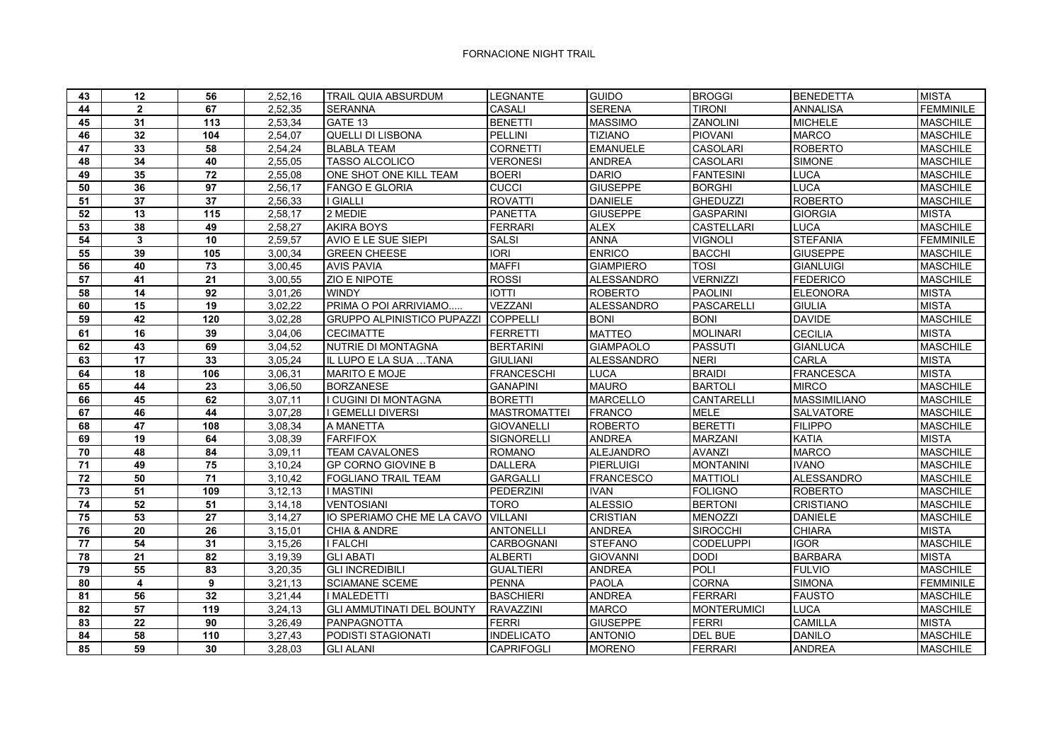FORNACIONE NIGHT TRAIL

| 43 | 12 | 56 | 2,52,16 | TRAIL QUIA ABSURDUM | LEGNANTE | GUIDO | BROGGI | BENEDETTA | MISTA |
|---|---|---|---|---|---|---|---|---|---|
| 44 | 2 | 67 | 2,52,35 | SERANNA | CASALI | SERENA | TIRONI | ANNALISA | FEMMINILE |
| 45 | 31 | 113 | 2,53,34 | GATE 13 | BENETTI | MASSIMO | ZANOLINI | MICHELE | MASCHILE |
| 46 | 32 | 104 | 2,54,07 | QUELLI DI LISBONA | PELLINI | TIZIANO | PIOVANI | MARCO | MASCHILE |
| 47 | 33 | 58 | 2,54,24 | BLABLA TEAM | CORNETTI | EMANUELE | CASOLARI | ROBERTO | MASCHILE |
| 48 | 34 | 40 | 2,55,05 | TASSO ALCOLICO | VERONESI | ANDREA | CASOLARI | SIMONE | MASCHILE |
| 49 | 35 | 72 | 2,55,08 | ONE SHOT ONE KILL TEAM | BOERI | DARIO | FANTESINI | LUCA | MASCHILE |
| 50 | 36 | 97 | 2,56,17 | FANGO E GLORIA | CUCCI | GIUSEPPE | BORGHI | LUCA | MASCHILE |
| 51 | 37 | 37 | 2,56,33 | I GIALLI | ROVATTI | DANIELE | GHEDUZZI | ROBERTO | MASCHILE |
| 52 | 13 | 115 | 2,58,17 | 2 MEDIE | PANETTA | GIUSEPPE | GASPARINI | GIORGIA | MISTA |
| 53 | 38 | 49 | 2,58,27 | AKIRA BOYS | FERRARI | ALEX | CASTELLARI | LUCA | MASCHILE |
| 54 | 3 | 10 | 2,59,57 | AVIO E LE SUE SIEPI | SALSI | ANNA | VIGNOLI | STEFANIA | FEMMINILE |
| 55 | 39 | 105 | 3,00,34 | GREEN CHEESE | IORI | ENRICO | BACCHI | GIUSEPPE | MASCHILE |
| 56 | 40 | 73 | 3,00,45 | AVIS PAVIA | MAFFI | GIAMPIERO | TOSI | GIANLUIGI | MASCHILE |
| 57 | 41 | 21 | 3,00,55 | ZIO E NIPOTE | ROSSI | ALESSANDRO | VERNIZZI | FEDERICO | MASCHILE |
| 58 | 14 | 92 | 3,01,26 | WINDY | IOTTI | ROBERTO | PAOLINI | ELEONORA | MISTA |
| 60 | 15 | 19 | 3,02,22 | PRIMA O POI ARRIVIAMO..... | VEZZANI | ALESSANDRO | PASCARELLI | GIULIA | MISTA |
| 59 | 42 | 120 | 3,02,28 | GRUPPO ALPINISTICO PUPAZZI | COPPELLI | BONI | BONI | DAVIDE | MASCHILE |
| 61 | 16 | 39 | 3,04,06 | CECIMATTE | FERRETTI | MATTEO | MOLINARI | CECILIA | MISTA |
| 62 | 43 | 69 | 3,04,52 | NUTRIE DI MONTAGNA | BERTARINI | GIAMPAOLO | PASSUTI | GIANLUCA | MASCHILE |
| 63 | 17 | 33 | 3,05,24 | IL LUPO E LA SUA …TANA | GIULIANI | ALESSANDRO | NERI | CARLA | MISTA |
| 64 | 18 | 106 | 3,06,31 | MARITO E MOJE | FRANCESCHI | LUCA | BRAIDI | FRANCESCA | MISTA |
| 65 | 44 | 23 | 3,06,50 | BORZANESE | GANAPINI | MAURO | BARTOLI | MIRCO | MASCHILE |
| 66 | 45 | 62 | 3,07,11 | I CUGINI DI MONTAGNA | BORETTI | MARCELLO | CANTARELLI | MASSIMILIANO | MASCHILE |
| 67 | 46 | 44 | 3,07,28 | I GEMELLI DIVERSI | MASTROMATTEI | FRANCO | MELE | SALVATORE | MASCHILE |
| 68 | 47 | 108 | 3,08,34 | A MANETTA | GIOVANELLI | ROBERTO | BERETTI | FILIPPO | MASCHILE |
| 69 | 19 | 64 | 3,08,39 | FARFIFOX | SIGNORELLI | ANDREA | MARZANI | KATIA | MISTA |
| 70 | 48 | 84 | 3,09,11 | TEAM CAVALONES | ROMANO | ALEJANDRO | AVANZI | MARCO | MASCHILE |
| 71 | 49 | 75 | 3,10,24 | GP CORNO GIOVINE B | DALLERA | PIERLUIGI | MONTANINI | IVANO | MASCHILE |
| 72 | 50 | 71 | 3,10,42 | FOGLIANO TRAIL TEAM | GARGALLI | FRANCESCO | MATTIOLI | ALESSANDRO | MASCHILE |
| 73 | 51 | 109 | 3,12,13 | I MASTINI | PEDERZINI | IVAN | FOLIGNO | ROBERTO | MASCHILE |
| 74 | 52 | 51 | 3,14,18 | VENTOSIANI | TORO | ALESSIO | BERTONI | CRISTIANO | MASCHILE |
| 75 | 53 | 27 | 3,14,27 | IO SPERIAMO CHE ME LA CAVO | VILLANI | CRISTIAN | MENOZZI | DANIELE | MASCHILE |
| 76 | 20 | 26 | 3,15,01 | CHIA & ANDRE | ANTONELLI | ANDREA | SIROCCHI | CHIARA | MISTA |
| 77 | 54 | 31 | 3,15,26 | I FALCHI | CARBOGNANI | STEFANO | CODELUPPI | IGOR | MASCHILE |
| 78 | 21 | 82 | 3,19,39 | GLI ABATI | ALBERTI | GIOVANNI | DODI | BARBARA | MISTA |
| 79 | 55 | 83 | 3,20,35 | GLI INCREDIBILI | GUALTIERI | ANDREA | POLI | FULVIO | MASCHILE |
| 80 | 4 | 9 | 3,21,13 | SCIAMANE SCEME | PENNA | PAOLA | CORNA | SIMONA | FEMMINILE |
| 81 | 56 | 32 | 3,21,44 | I MALEDETTI | BASCHIERI | ANDREA | FERRARI | FAUSTO | MASCHILE |
| 82 | 57 | 119 | 3,24,13 | GLI AMMUTINATI DEL BOUNTY | RAVAZZINI | MARCO | MONTERUMICI | LUCA | MASCHILE |
| 83 | 22 | 90 | 3,26,49 | PANPAGNOTTA | FERRI | GIUSEPPE | FERRI | CAMILLA | MISTA |
| 84 | 58 | 110 | 3,27,43 | PODISTI STAGIONATI | INDELICATO | ANTONIO | DEL BUE | DANILO | MASCHILE |
| 85 | 59 | 30 | 3,28,03 | GLI ALANI | CAPRIFOGLI | MORENO | FERRARI | ANDREA | MASCHILE |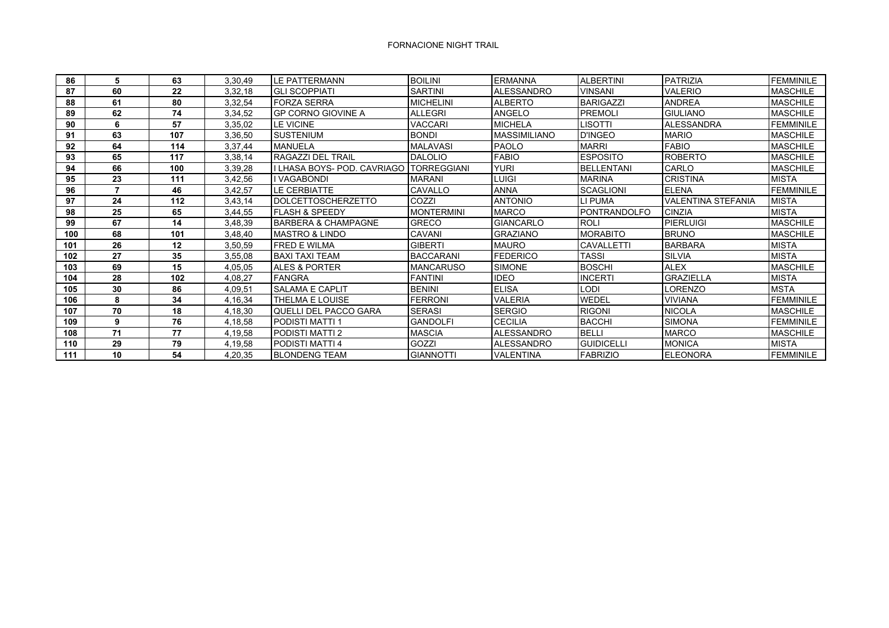FORNACIONE NIGHT TRAIL

| | | | | | | | | | | |
|---|---|---|---|---|---|---|---|---|---|---|
| 86 | 5 | 63 | 3,30,49 | LE PATTERMANN | BOILINI | ERMANNA | ALBERTINI | PATRIZIA | FEMMINILE |
| 87 | 60 | 22 | 3,32,18 | GLI SCOPPIATI | SARTINI | ALESSANDRO | VINSANI | VALERIO | MASCHILE |
| 88 | 61 | 80 | 3,32,54 | FORZA SERRA | MICHELINI | ALBERTO | BARIGAZZI | ANDREA | MASCHILE |
| 89 | 62 | 74 | 3,34,52 | GP CORNO GIOVINE A | ALLEGRI | ANGELO | PREMOLI | GIULIANO | MASCHILE |
| 90 | 6 | 57 | 3,35,02 | LE VICINE | VACCARI | MICHELA | LISOTTI | ALESSANDRA | FEMMINILE |
| 91 | 63 | 107 | 3,36,50 | SUSTENIUM | BONDI | MASSIMILIANO | D'INGEO | MARIO | MASCHILE |
| 92 | 64 | 114 | 3,37,44 | MANUELA | MALAVASI | PAOLO | MARRI | FABIO | MASCHILE |
| 93 | 65 | 117 | 3,38,14 | RAGAZZI DEL TRAIL | DALOLIO | FABIO | ESPOSITO | ROBERTO | MASCHILE |
| 94 | 66 | 100 | 3,39,28 | I LHASA BOYS- POD. CAVRIAGO | TORREGGIANI | YURI | BELLENTANI | CARLO | MASCHILE |
| 95 | 23 | 111 | 3,42,56 | I VAGABONDI | MARANI | LUIGI | MARINA | CRISTINA | MISTA |
| 96 | 7 | 46 | 3,42,57 | LE CERBIATTE | CAVALLO | ANNA | SCAGLIONI | ELENA | FEMMINILE |
| 97 | 24 | 112 | 3,43,14 | DOLCETTOSCHERZETTO | COZZI | ANTONIO | LI PUMA | VALENTINA STEFANIA | MISTA |
| 98 | 25 | 65 | 3,44,55 | FLASH & SPEEDY | MONTERMINI | MARCO | PONTRANDOLFO | CINZIA | MISTA |
| 99 | 67 | 14 | 3,48,39 | BARBERA & CHAMPAGNE | GRECO | GIANCARLO | ROLI | PIERLUIGI | MASCHILE |
| 100 | 68 | 101 | 3,48,40 | MASTRO & LINDO | CAVANI | GRAZIANO | MORABITO | BRUNO | MASCHILE |
| 101 | 26 | 12 | 3,50,59 | FRED E WILMA | GIBERTI | MAURO | CAVALLETTI | BARBARA | MISTA |
| 102 | 27 | 35 | 3,55,08 | BAXI TAXI TEAM | BACCARANI | FEDERICO | TASSI | SILVIA | MISTA |
| 103 | 69 | 15 | 4,05,05 | ALES & PORTER | MANCARUSO | SIMONE | BOSCHI | ALEX | MASCHILE |
| 104 | 28 | 102 | 4,08,27 | FANGRA | FANTINI | IDEO | INCERTI | GRAZIELLA | MISTA |
| 105 | 30 | 86 | 4,09,51 | SALAMA E CAPLIT | BENINI | ELISA | LODI | LORENZO | MSTA |
| 106 | 8 | 34 | 4,16,34 | THELMA E LOUISE | FERRONI | VALERIA | WEDEL | VIVIANA | FEMMINILE |
| 107 | 70 | 18 | 4,18,30 | QUELLI DEL PACCO GARA | SERASI | SERGIO | RIGONI | NICOLA | MASCHILE |
| 109 | 9 | 76 | 4,18,58 | PODISTI MATTI 1 | GANDOLFI | CECILIA | BACCHI | SIMONA | FEMMINILE |
| 108 | 71 | 77 | 4,19,58 | PODISTI MATTI 2 | MASCIA | ALESSANDRO | BELLI | MARCO | MASCHILE |
| 110 | 29 | 79 | 4,19,58 | PODISTI MATTI 4 | GOZZI | ALESSANDRO | GUIDICELLI | MONICA | MISTA |
| 111 | 10 | 54 | 4,20,35 | BLONDENG TEAM | GIANNOTTI | VALENTINA | FABRIZIO | ELEONORA | FEMMINILE |